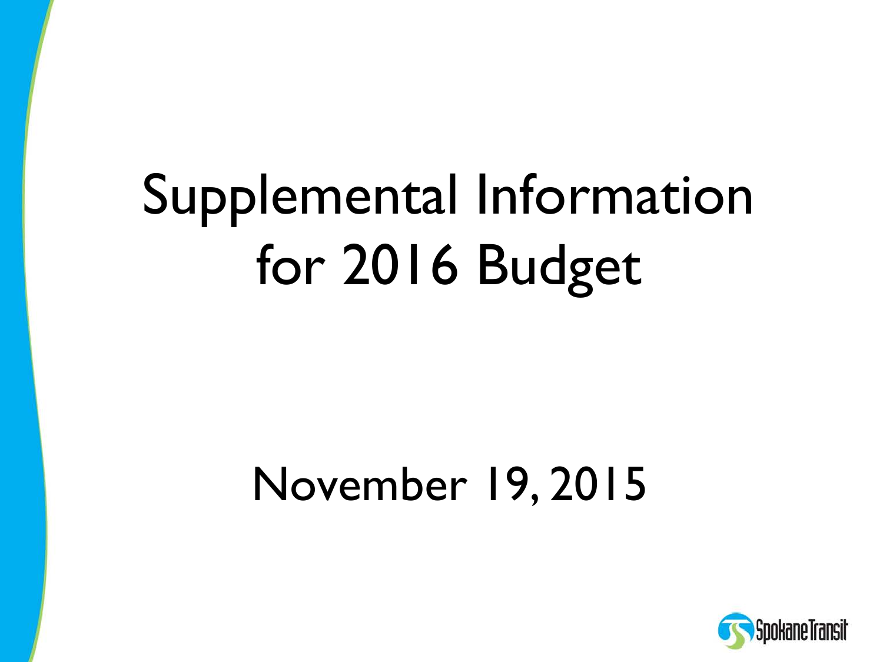# Supplemental Information for 2016 Budget

November 19, 2015

SpokaneTransit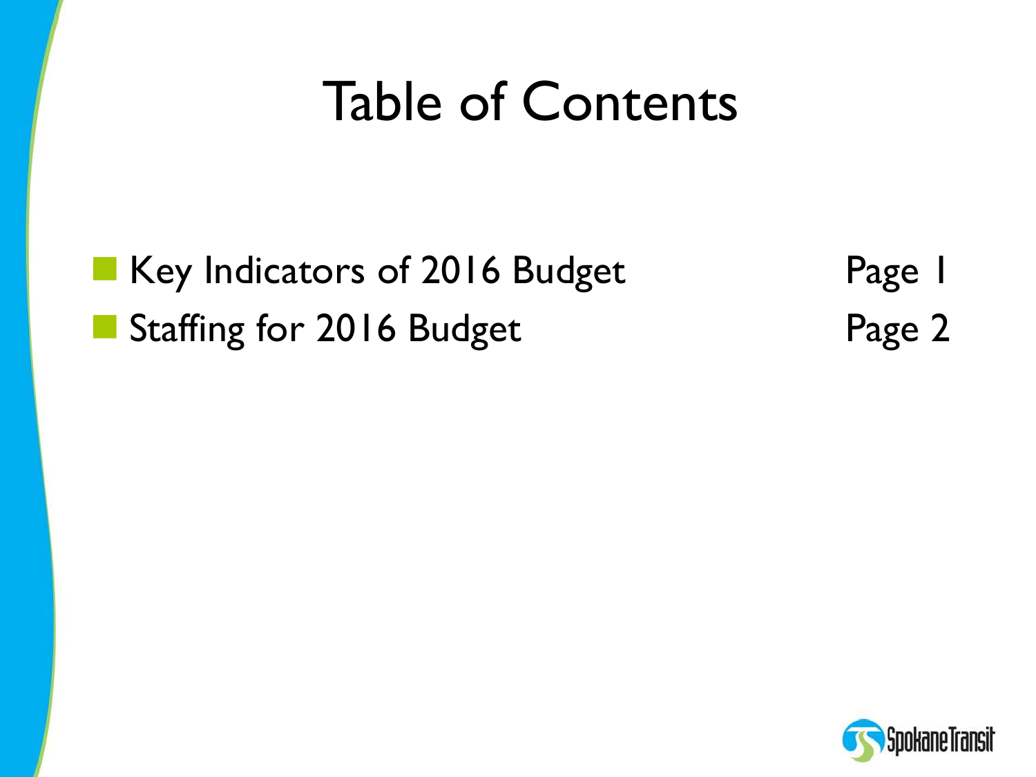# Table of Contents

- Key Indicators of 2016 Budget Page 1
- Staffing for 2016 Budget Page 2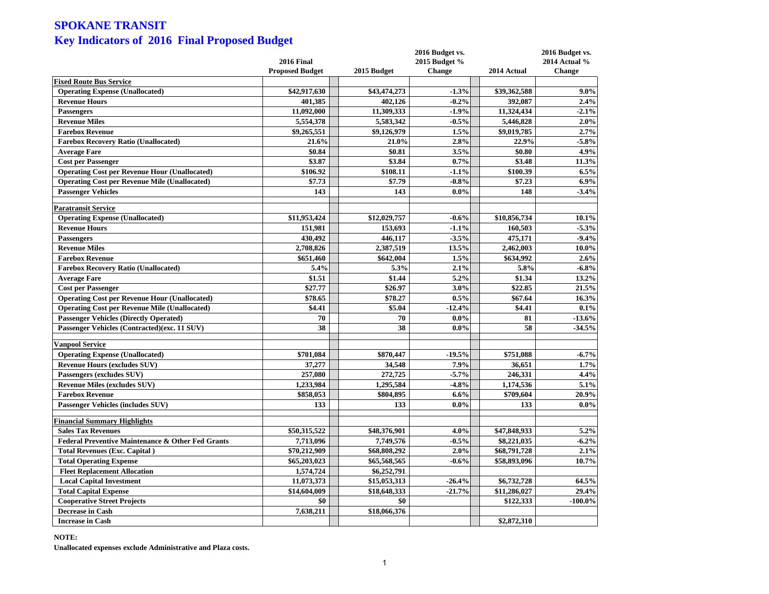# SPOKANE TRANSIT

## Key Indicators of 2016 Final Proposed Budget

| | 2016 Final Proposed Budget | 2015 Budget | 2016 Budget vs. 2015 Budget % Change | 2014 Actual | 2016 Budget vs. 2014 Actual % Change |
|---|---|---|---|---|---|
| **Fixed Route Bus Service** | | | | | |
| Operating Expense (Unallocated) | $42,917,630 | $43,474,273 | -1.3% | $39,362,588 | 9.0% |
| Revenue Hours | 401,385 | 402,126 | -0.2% | 392,087 | 2.4% |
| Passengers | 11,092,000 | 11,309,333 | -1.9% | 11,324,434 | -2.1% |
| Revenue Miles | 5,554,378 | 5,583,342 | -0.5% | 5,446,828 | 2.0% |
| Farebox Revenue | $9,265,551 | $9,126,979 | 1.5% | $9,019,785 | 2.7% |
| Farebox Recovery Ratio (Unallocated) | 21.6% | 21.0% | 2.8% | 22.9% | -5.8% |
| Average Fare | $0.84 | $0.81 | 3.5% | $0.80 | 4.9% |
| Cost per Passenger | $3.87 | $3.84 | 0.7% | $3.48 | 11.3% |
| Operating Cost per Revenue Hour (Unallocated) | $106.92 | $108.11 | -1.1% | $100.39 | 6.5% |
| Operating Cost per Revenue Mile (Unallocated) | $7.73 | $7.79 | -0.8% | $7.23 | 6.9% |
| Passenger Vehicles | 143 | 143 | 0.0% | 148 | -3.4% |
| **Paratransit Service** | | | | | |
| Operating Expense (Unallocated) | $11,953,424 | $12,029,757 | -0.6% | $10,856,734 | 10.1% |
| Revenue Hours | 151,981 | 153,693 | -1.1% | 160,503 | -5.3% |
| Passengers | 430,492 | 446,117 | -3.5% | 475,171 | -9.4% |
| Revenue Miles | 2,708,826 | 2,387,519 | 13.5% | 2,462,003 | 10.0% |
| Farebox Revenue | $651,460 | $642,004 | 1.5% | $634,992 | 2.6% |
| Farebox Recovery Ratio (Unallocated) | 5.4% | 5.3% | 2.1% | 5.8% | -6.8% |
| Average Fare | $1.51 | $1.44 | 5.2% | $1.34 | 13.2% |
| Cost per Passenger | $27.77 | $26.97 | 3.0% | $22.85 | 21.5% |
| Operating Cost per Revenue Hour (Unallocated) | $78.65 | $78.27 | 0.5% | $67.64 | 16.3% |
| Operating Cost per Revenue Mile (Unallocated) | $4.41 | $5.04 | -12.4% | $4.41 | 0.1% |
| Passenger Vehicles (Directly Operated) | 70 | 70 | 0.0% | 81 | -13.6% |
| Passenger Vehicles (Contracted)(exc. 11 SUV) | 38 | 38 | 0.0% | 58 | -34.5% |
| **Vanpool Service** | | | | | |
| Operating Expense (Unallocated) | $701,084 | $870,447 | -19.5% | $751,088 | -6.7% |
| Revenue Hours (excludes SUV) | 37,277 | 34,548 | 7.9% | 36,651 | 1.7% |
| Passengers (excludes SUV) | 257,080 | 272,725 | -5.7% | 246,331 | 4.4% |
| Revenue Miles (excludes SUV) | 1,233,984 | 1,295,584 | -4.8% | 1,174,536 | 5.1% |
| Farebox Revenue | $858,053 | $804,895 | 6.6% | $709,604 | 20.9% |
| Passenger Vehicles (includes SUV) | 133 | 133 | 0.0% | 133 | 0.0% |
| **Financial Summary Highlights** | | | | | |
| Sales Tax Revenues | $50,315,522 | $48,376,901 | 4.0% | $47,848,933 | 5.2% |
| Federal Preventive Maintenance & Other Fed Grants | 7,713,096 | 7,749,576 | -0.5% | $8,221,035 | -6.2% |
| Total Revenues (Exc. Capital ) | $70,212,909 | $68,808,292 | 2.0% | $68,791,728 | 2.1% |
| Total Operating Expense | $65,203,023 | $65,568,565 | -0.6% | $58,893,096 | 10.7% |
| Fleet Replacement Allocation | 1,574,724 | $6,252,791 | | | |
| Local Capital Investment | 11,073,373 | $15,053,313 | -26.4% | $6,732,728 | 64.5% |
| Total Capital Expense | $14,604,009 | $18,648,333 | -21.7% | $11,286,027 | 29.4% |
| Cooperative Street Projects | $0 | $0 | | $122,333 | -100.0% |
| Decrease in Cash | 7,638,211 | $18,066,376 | | | |
| Increase in Cash | | | | $2,872,310 | |

**NOTE:**

**Unallocated expenses exclude Administrative and Plaza costs.**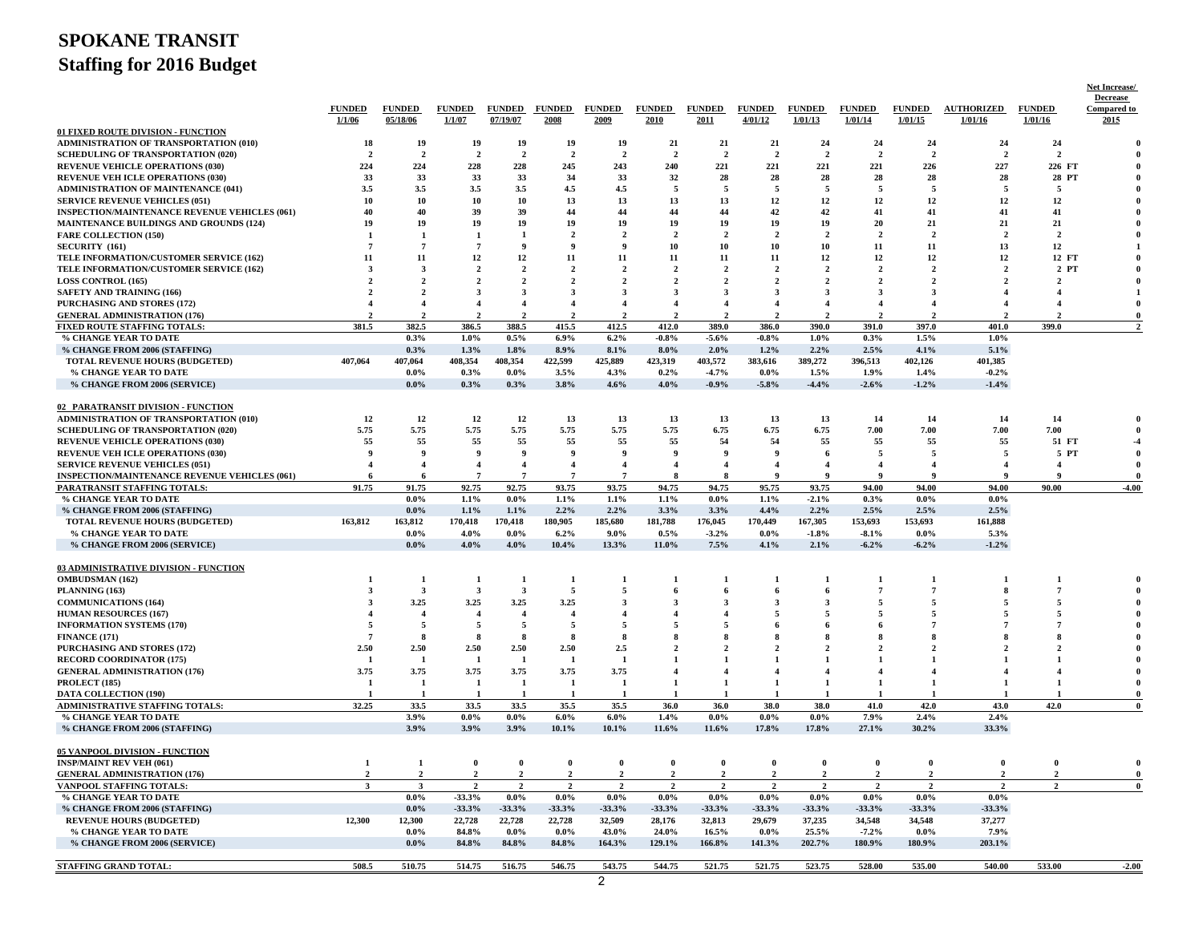# SPOKANE TRANSIT

## Staffing for 2016 Budget

| | FUNDED 1/1/06 | FUNDED 05/18/06 | FUNDED 1/1/07 | FUNDED 07/19/07 | FUNDED 2008 | FUNDED 2009 | FUNDED 2010 | FUNDED 2011 | FUNDED 4/01/12 | FUNDED 1/01/13 | FUNDED 1/01/14 | FUNDED 1/01/15 | AUTHORIZED 1/01/16 | FUNDED 1/01/16 | Net Increase/ Decrease Compared to 2015 |
|---|---|---|---|---|---|---|---|---|---|---|---|---|---|---|---|
| **01 FIXED ROUTE DIVISION - FUNCTION** | | | | | | | | | | | | | | | |
| ADMINISTRATION OF TRANSPORTATION (010) | 18 | 19 | 19 | 19 | 19 | 19 | 21 | 21 | 21 | 24 | 24 | 24 | 24 | 24 | 0 |
| SCHEDULING OF TRANSPORTATION (020) | 2 | 2 | 2 | 2 | 2 | 2 | 2 | 2 | 2 | 2 | 2 | 2 | 2 | 2 | 0 |
| REVENUE VEHICLE OPERATIONS (030) | 224 | 224 | 228 | 228 | 245 | 243 | 240 | 221 | 221 | 221 | 221 | 226 | 227 | 226 FT | 0 |
| REVENUE VEH ICLE OPERATIONS (030) | 33 | 33 | 33 | 33 | 34 | 33 | 32 | 28 | 28 | 28 | 28 | 28 | 28 | 28 PT | 0 |
| ADMINISTRATION OF MAINTENANCE (041) | 3.5 | 3.5 | 3.5 | 3.5 | 4.5 | 4.5 | 5 | 5 | 5 | 5 | 5 | 5 | 5 | 5 | 0 |
| SERVICE REVENUE VEHICLES (051) | 10 | 10 | 10 | 10 | 13 | 13 | 13 | 13 | 12 | 12 | 12 | 12 | 12 | 12 | 0 |
| INSPECTION/MAINTENANCE REVENUE VEHICLES (061) | 40 | 40 | 39 | 39 | 44 | 44 | 44 | 44 | 42 | 42 | 41 | 41 | 41 | 41 | 0 |
| MAINTENANCE BUILDINGS AND GROUNDS (124) | 19 | 19 | 19 | 19 | 19 | 19 | 19 | 19 | 19 | 19 | 20 | 21 | 21 | 21 | 0 |
| FARE COLLECTION (150) | 1 | 1 | 1 | 1 | 2 | 2 | 2 | 2 | 2 | 2 | 2 | 2 | 2 | 2 | 0 |
| SECURITY (161) | 7 | 7 | 7 | 9 | 9 | 9 | 10 | 10 | 10 | 10 | 11 | 11 | 13 | 12 | 1 |
| TELE INFORMATION/CUSTOMER SERVICE (162) | 11 | 11 | 12 | 12 | 11 | 11 | 11 | 11 | 11 | 12 | 12 | 12 | 12 | 12 FT | 0 |
| TELE INFORMATION/CUSTOMER SERVICE (162) | 3 | 3 | 2 | 2 | 2 | 2 | 2 | 2 | 2 | 2 | 2 | 2 | 2 | 2 PT | 0 |
| LOSS CONTROL (165) | 2 | 2 | 2 | 2 | 2 | 2 | 2 | 2 | 2 | 2 | 2 | 2 | 2 | 2 | 0 |
| SAFETY AND TRAINING (166) | 2 | 2 | 3 | 3 | 3 | 3 | 3 | 3 | 3 | 3 | 3 | 3 | 4 | 4 | 1 |
| PURCHASING AND STORES (172) | 4 | 4 | 4 | 4 | 4 | 4 | 4 | 4 | 4 | 4 | 4 | 4 | 4 | 4 | 0 |
| GENERAL ADMINISTRATION (176) | 2 | 2 | 2 | 2 | 2 | 2 | 2 | 2 | 2 | 2 | 2 | 2 | 2 | 2 | 0 |
| FIXED ROUTE STAFFING TOTALS: | 381.5 | 382.5 | 386.5 | 388.5 | 415.5 | 412.5 | 412.0 | 389.0 | 386.0 | 390.0 | 391.0 | 397.0 | 401.0 | 399.0 | 2 |
| % CHANGE YEAR TO DATE | | 0.3% | 1.0% | 0.5% | 6.9% | 6.2% | -0.8% | -5.6% | -0.8% | 1.0% | 0.3% | 1.5% | 1.0% | | |
| % CHANGE FROM 2006 (STAFFING) | | 0.3% | 1.3% | 1.8% | 8.9% | 8.1% | 8.0% | 2.0% | 1.2% | 2.2% | 2.5% | 4.1% | 5.1% | | |
| TOTAL REVENUE HOURS (BUDGETED) | 407,064 | 407,064 | 408,354 | 408,354 | 422,599 | 425,889 | 423,319 | 403,572 | 383,616 | 389,272 | 396,513 | 402,126 | 401,385 | | |
| % CHANGE YEAR TO DATE | | 0.0% | 0.3% | 0.0% | 3.5% | 4.3% | 0.2% | -4.7% | 0.0% | 1.5% | 1.9% | 1.4% | -0.2% | | |
| % CHANGE FROM 2006 (SERVICE) | | 0.0% | 0.3% | 0.3% | 3.8% | 4.6% | 4.0% | -0.9% | -5.8% | -4.4% | -2.6% | -1.2% | -1.4% | | |
| **02 PARATRANSIT DIVISION - FUNCTION** | | | | | | | | | | | | | | | |
| ADMINISTRATION OF TRANSPORTATION (010) | 12 | 12 | 12 | 12 | 13 | 13 | 13 | 13 | 13 | 13 | 14 | 14 | 14 | 14 | 0 |
| SCHEDULING OF TRANSPORTATION (020) | 5.75 | 5.75 | 5.75 | 5.75 | 5.75 | 5.75 | 5.75 | 6.75 | 6.75 | 6.75 | 7.00 | 7.00 | 7.00 | 7.00 | 0 |
| REVENUE VEHICLE OPERATIONS (030) | 55 | 55 | 55 | 55 | 55 | 55 | 55 | 54 | 54 | 55 | 55 | 55 | 55 | 51 FT | -4 |
| REVENUE VEH ICLE OPERATIONS (030) | 9 | 9 | 9 | 9 | 9 | 9 | 9 | 9 | 9 | 6 | 5 | 5 | 5 | 5 PT | 0 |
| SERVICE REVENUE VEHICLES (051) | 4 | 4 | 4 | 4 | 4 | 4 | 4 | 4 | 4 | 4 | 4 | 4 | 4 | 4 | 0 |
| INSPECTION/MAINTENANCE REVENUE VEHICLES (061) | 6 | 6 | 7 | 7 | 7 | 7 | 8 | 8 | 9 | 9 | 9 | 9 | 9 | 9 | 0 |
| PARATRANSIT STAFFING TOTALS: | 91.75 | 91.75 | 92.75 | 92.75 | 93.75 | 93.75 | 94.75 | 94.75 | 95.75 | 93.75 | 94.00 | 94.00 | 94.00 | 90.00 | -4.00 |
| % CHANGE YEAR TO DATE | | 0.0% | 1.1% | 0.0% | 1.1% | 1.1% | 1.1% | 0.0% | 1.1% | -2.1% | 0.3% | 0.0% | 0.0% | | |
| % CHANGE FROM 2006 (STAFFING) | | 0.0% | 1.1% | 1.1% | 2.2% | 2.2% | 3.3% | 3.3% | 4.4% | 2.2% | 2.5% | 2.5% | 2.5% | | |
| TOTAL REVENUE HOURS (BUDGETED) | 163,812 | 163,812 | 170,418 | 170,418 | 180,905 | 185,680 | 181,788 | 176,045 | 170,449 | 167,305 | 153,693 | 153,693 | 161,888 | | |
| % CHANGE YEAR TO DATE | | 0.0% | 4.0% | 0.0% | 6.2% | 9.0% | 0.5% | -3.2% | 0.0% | -1.8% | -8.1% | 0.0% | 5.3% | | |
| % CHANGE FROM 2006 (SERVICE) | | 0.0% | 4.0% | 4.0% | 10.4% | 13.3% | 11.0% | 7.5% | 4.1% | 2.1% | -6.2% | -6.2% | -1.2% | | |
| **03 ADMINISTRATIVE DIVISION - FUNCTION** | | | | | | | | | | | | | | | |
| OMBUDSMAN (162) | 1 | 1 | 1 | 1 | 1 | 1 | 1 | 1 | 1 | 1 | 1 | 1 | 1 | 1 | 0 |
| PLANNING (163) | 3 | 3 | 3 | 3 | 5 | 5 | 6 | 6 | 6 | 6 | 7 | 7 | 8 | 7 | 0 |
| COMMUNICATIONS (164) | 3 | 3.25 | 3.25 | 3.25 | 3.25 | 3 | 3 | 3 | 3 | 3 | 5 | 5 | 5 | 5 | 0 |
| HUMAN RESOURCES (167) | 4 | 4 | 4 | 4 | 4 | 4 | 4 | 4 | 5 | 5 | 5 | 5 | 5 | 5 | 0 |
| INFORMATION SYSTEMS (170) | 5 | 5 | 5 | 5 | 5 | 5 | 5 | 5 | 6 | 6 | 6 | 7 | 7 | 7 | 0 |
| FINANCE (171) | 7 | 8 | 8 | 8 | 8 | 8 | 8 | 8 | 8 | 8 | 8 | 8 | 8 | 8 | 0 |
| PURCHASING AND STORES (172) | 2.50 | 2.50 | 2.50 | 2.50 | 2.50 | 2.5 | 2 | 2 | 2 | 2 | 2 | 2 | 2 | 2 | 0 |
| RECORD COORDINATOR (175) | 1 | 1 | 1 | 1 | 1 | 1 | 1 | 1 | 1 | 1 | 1 | 1 | 1 | 1 | 0 |
| GENERAL ADMINISTRATION (176) | 3.75 | 3.75 | 3.75 | 3.75 | 3.75 | 3.75 | 4 | 4 | 4 | 4 | 4 | 4 | 4 | 4 | 0 |
| PROLECT (185) | 1 | 1 | 1 | 1 | 1 | 1 | 1 | 1 | 1 | 1 | 1 | 1 | 1 | 1 | 0 |
| DATA COLLECTION (190) | 1 | 1 | 1 | 1 | 1 | 1 | 1 | 1 | 1 | 1 | 1 | 1 | 1 | 1 | 0 |
| ADMINISTRATIVE STAFFING TOTALS: | 32.25 | 33.5 | 33.5 | 33.5 | 35.5 | 35.5 | 36.0 | 36.0 | 38.0 | 38.0 | 41.0 | 42.0 | 43.0 | 42.0 | 0 |
| % CHANGE YEAR TO DATE | | 3.9% | 0.0% | 0.0% | 6.0% | 6.0% | 1.4% | 0.0% | 0.0% | 0.0% | 7.9% | 2.4% | 2.4% | | |
| % CHANGE FROM 2006 (STAFFING) | | 3.9% | 3.9% | 3.9% | 10.1% | 10.1% | 11.6% | 11.6% | 17.8% | 17.8% | 27.1% | 30.2% | 33.3% | | |
| **05 VANPOOL DIVISION - FUNCTION** | | | | | | | | | | | | | | | |
| INSP/MAINT REV VEH (061) | 1 | 1 | 0 | 0 | 0 | 0 | 0 | 0 | 0 | 0 | 0 | 0 | 0 | 0 | 0 |
| GENERAL ADMINISTRATION (176) | 2 | 2 | 2 | 2 | 2 | 2 | 2 | 2 | 2 | 2 | 2 | 2 | 2 | 2 | 0 |
| VANPOOL STAFFING TOTALS: | 3 | 3 | 2 | 2 | 2 | 2 | 2 | 2 | 2 | 2 | 2 | 2 | 2 | 2 | 0 |
| % CHANGE YEAR TO DATE | | 0.0% | -33.3% | 0.0% | 0.0% | 0.0% | 0.0% | 0.0% | 0.0% | 0.0% | 0.0% | 0.0% | 0.0% | | |
| % CHANGE FROM 2006 (STAFFING) | | 0.0% | -33.3% | -33.3% | -33.3% | -33.3% | -33.3% | -33.3% | -33.3% | -33.3% | -33.3% | -33.3% | -33.3% | | |
| REVENUE HOURS (BUDGETED) | 12,300 | 12,300 | 22,728 | 22,728 | 22,728 | 32,509 | 28,176 | 32,813 | 29,679 | 37,235 | 34,548 | 34,548 | 37,277 | | |
| % CHANGE YEAR TO DATE | | 0.0% | 84.8% | 0.0% | 0.0% | 43.0% | 24.0% | 16.5% | 0.0% | 25.5% | -7.2% | 0.0% | 7.9% | | |
| % CHANGE FROM 2006 (SERVICE) | | 0.0% | 84.8% | 84.8% | 84.8% | 164.3% | 129.1% | 166.8% | 141.3% | 202.7% | 180.9% | 180.9% | 203.1% | | |
| **STAFFING GRAND TOTAL:** | 508.5 | 510.75 | 514.75 | 516.75 | 546.75 | 543.75 | 544.75 | 521.75 | 521.75 | 523.75 | 528.00 | 535.00 | 540.00 | 533.00 | -2.00 |